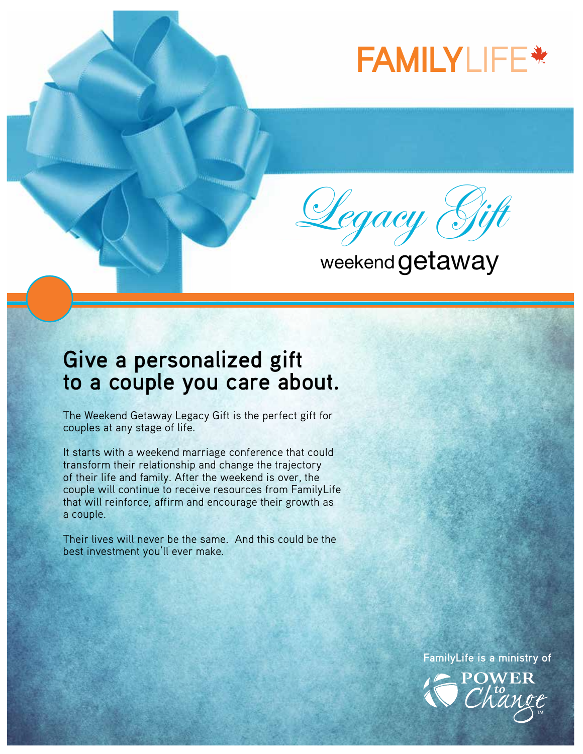FAMILYLIFE

# Legacy Gift

## weekend getaway

## Give a personalized gift to a couple you care about.

The Weekend Getaway Legacy Gift is the perfect gift for couples at any stage of life.

It starts with a weekend marriage conference that could transform their relationship and change the trajectory of their life and family. After the weekend is over, the couple will continue to receive resources from FamilyLife that will reinforce, affirm and encourage their growth as a couple.

Their lives will never be the same. And this could be the best investment you'll ever make.

FamilyLife is a ministry of

POWER to Change™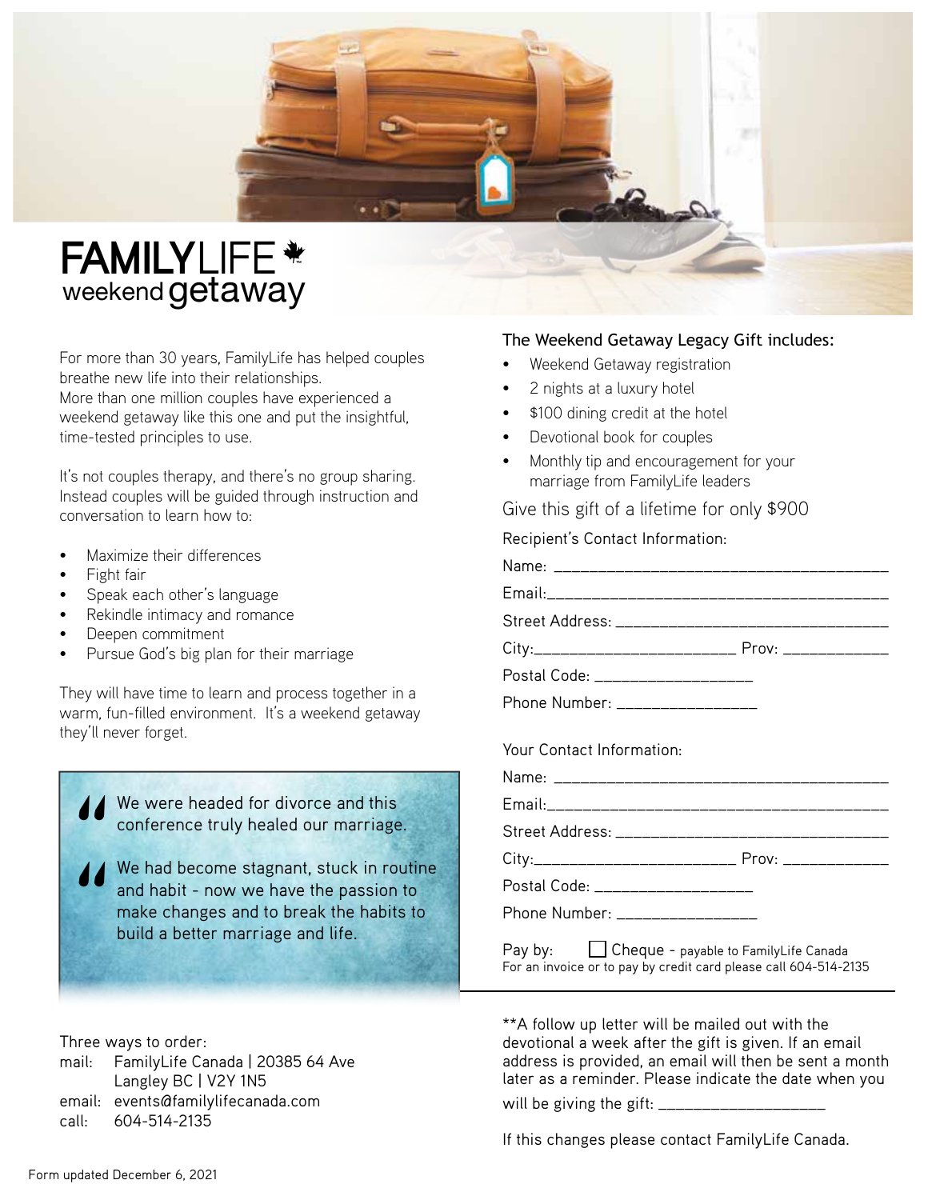# FAMILYLIFE weekend getaway

For more than 30 years, FamilyLife has helped couples breathe new life into their relationships.
More than one million couples have experienced a weekend getaway like this one and put the insightful, time-tested principles to use.

It's not couples therapy, and there's no group sharing. Instead couples will be guided through instruction and conversation to learn how to:

- Maximize their differences
- Fight fair
- Speak each other's language
- Rekindle intimacy and romance
- Deepen commitment
- Pursue God's big plan for their marriage

They will have time to learn and process together in a warm, fun-filled environment. It's a weekend getaway they'll never forget.

> "We were headed for divorce and this conference truly healed our marriage.
>
> "We had become stagnant, stuck in routine and habit - now we have the passion to make changes and to break the habits to build a better marriage and life.

Three ways to order:
mail: FamilyLife Canada | 20385 64 Ave
Langley BC | V2Y 1N5
email: events@familylifecanada.com
call: 604-514-2135

## The Weekend Getaway Legacy Gift includes:

- Weekend Getaway registration
- 2 nights at a luxury hotel
- $100 dining credit at the hotel
- Devotional book for couples
- Monthly tip and encouragement for your marriage from FamilyLife leaders

Give this gift of a lifetime for only $900

Recipient's Contact Information:

Name: ________________________________________

Email:________________________________________

Street Address: ________________________________

City:_______________________ Prov: ____________

Postal Code: ___________________

Phone Number: ________________

Your Contact Information:

Name: ________________________________________

Email:________________________________________

Street Address: ________________________________

City:_______________________ Prov: ____________

Postal Code: ___________________

Phone Number: ________________

Pay by: ☐ Cheque - payable to FamilyLife Canada
For an invoice or to pay by credit card please call 604-514-2135

**A follow up letter will be mailed out with the devotional a week after the gift is given. If an email address is provided, an email will then be sent a month later as a reminder. Please indicate the date when you will be giving the gift: ___________________

If this changes please contact FamilyLife Canada.

Form updated December 6, 2021